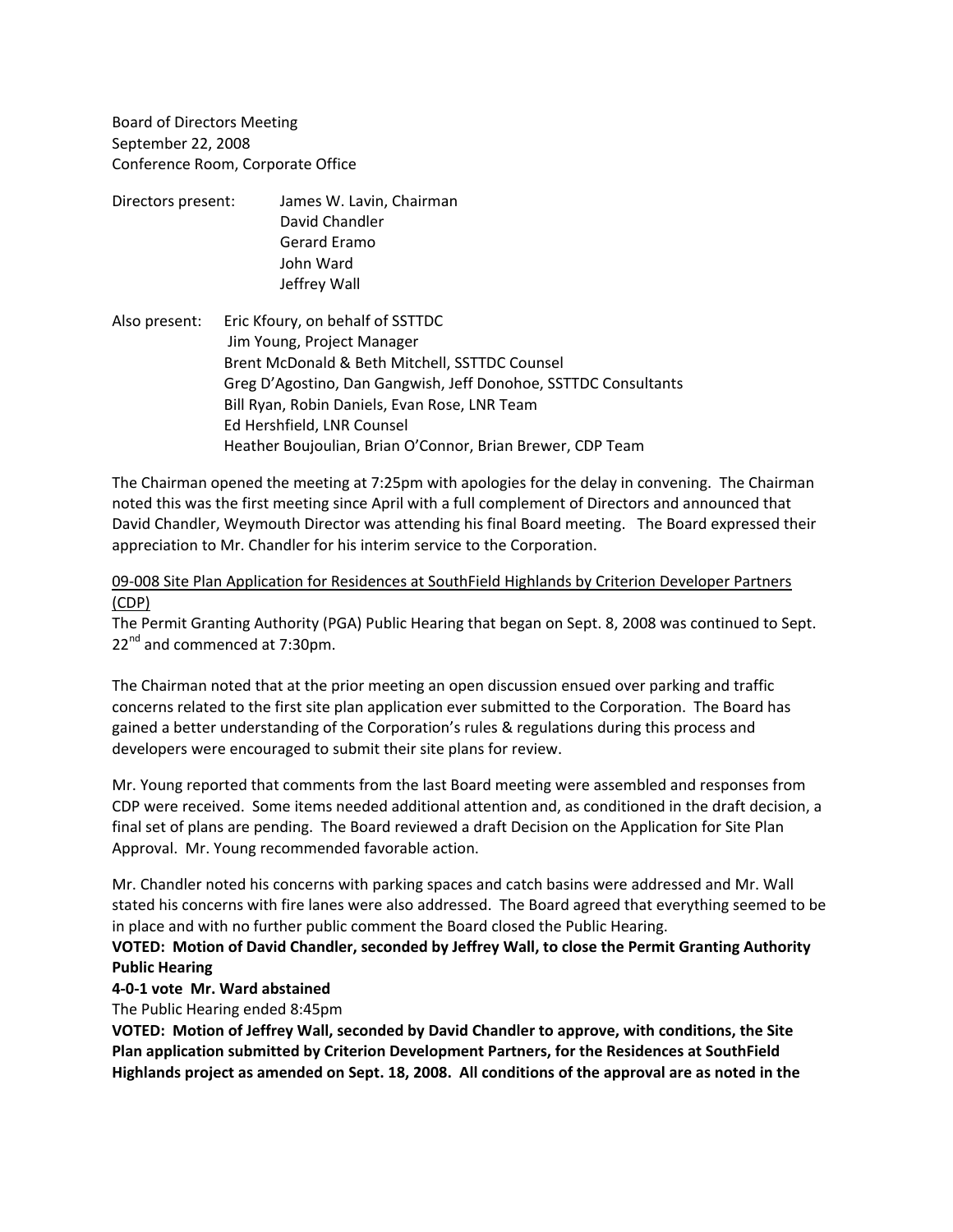Board of Directors Meeting
September 22, 2008
Conference Room, Corporate Office

Directors present:
James W. Lavin, Chairman
David Chandler
Gerard Eramo
John Ward
Jeffrey Wall

Also present:
Eric Kfoury, on behalf of SSTTDC
Jim Young, Project Manager
Brent McDonald & Beth Mitchell, SSTTDC Counsel
Greg D'Agostino, Dan Gangwish, Jeff Donohoe, SSTTDC Consultants
Bill Ryan, Robin Daniels, Evan Rose, LNR Team
Ed Hershfield, LNR Counsel
Heather Boujoulian, Brian O'Connor, Brian Brewer, CDP Team

The Chairman opened the meeting at 7:25pm with apologies for the delay in convening. The Chairman noted this was the first meeting since April with a full complement of Directors and announced that David Chandler, Weymouth Director was attending his final Board meeting. The Board expressed their appreciation to Mr. Chandler for his interim service to the Corporation.

<u>09-008 Site Plan Application for Residences at SouthField Highlands by Criterion Developer Partners (CDP)</u>

The Permit Granting Authority (PGA) Public Hearing that began on Sept. 8, 2008 was continued to Sept. 22nd and commenced at 7:30pm.

The Chairman noted that at the prior meeting an open discussion ensued over parking and traffic concerns related to the first site plan application ever submitted to the Corporation. The Board has gained a better understanding of the Corporation's rules & regulations during this process and developers were encouraged to submit their site plans for review.

Mr. Young reported that comments from the last Board meeting were assembled and responses from CDP were received. Some items needed additional attention and, as conditioned in the draft decision, a final set of plans are pending. The Board reviewed a draft Decision on the Application for Site Plan Approval. Mr. Young recommended favorable action.

Mr. Chandler noted his concerns with parking spaces and catch basins were addressed and Mr. Wall stated his concerns with fire lanes were also addressed. The Board agreed that everything seemed to be in place and with no further public comment the Board closed the Public Hearing.

**VOTED: Motion of David Chandler, seconded by Jeffrey Wall, to close the Permit Granting Authority Public Hearing**

**4-0-1 vote Mr. Ward abstained**

The Public Hearing ended 8:45pm

**VOTED: Motion of Jeffrey Wall, seconded by David Chandler to approve, with conditions, the Site Plan application submitted by Criterion Development Partners, for the Residences at SouthField Highlands project as amended on Sept. 18, 2008. All conditions of the approval are as noted in the**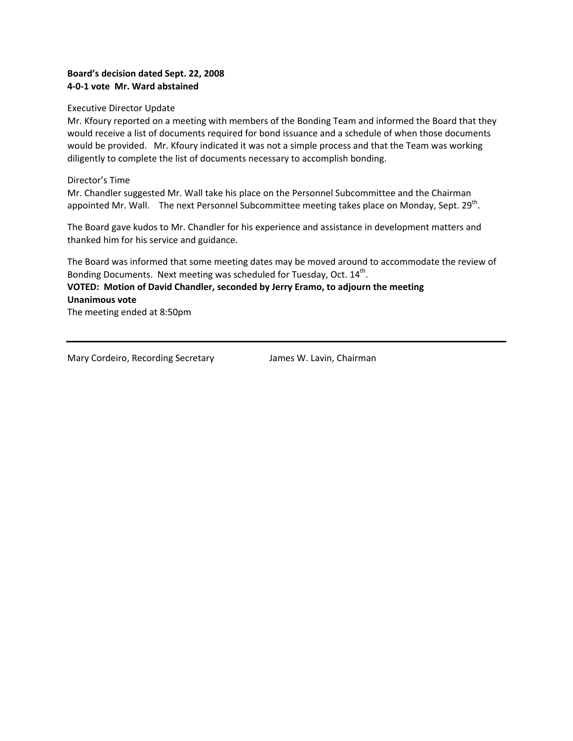**Board's decision dated Sept. 22, 2008**
**4-0-1 vote Mr. Ward abstained**

Executive Director Update
Mr. Kfoury reported on a meeting with members of the Bonding Team and informed the Board that they would receive a list of documents required for bond issuance and a schedule of when those documents would be provided. Mr. Kfoury indicated it was not a simple process and that the Team was working diligently to complete the list of documents necessary to accomplish bonding.

Director's Time
Mr. Chandler suggested Mr. Wall take his place on the Personnel Subcommittee and the Chairman appointed Mr. Wall. The next Personnel Subcommittee meeting takes place on Monday, Sept. 29th.

The Board gave kudos to Mr. Chandler for his experience and assistance in development matters and thanked him for his service and guidance.

The Board was informed that some meeting dates may be moved around to accommodate the review of Bonding Documents. Next meeting was scheduled for Tuesday, Oct. 14th.
**VOTED: Motion of David Chandler, seconded by Jerry Eramo, to adjourn the meeting**
**Unanimous vote**
The meeting ended at 8:50pm

---

Mary Cordeiro, Recording Secretary James W. Lavin, Chairman